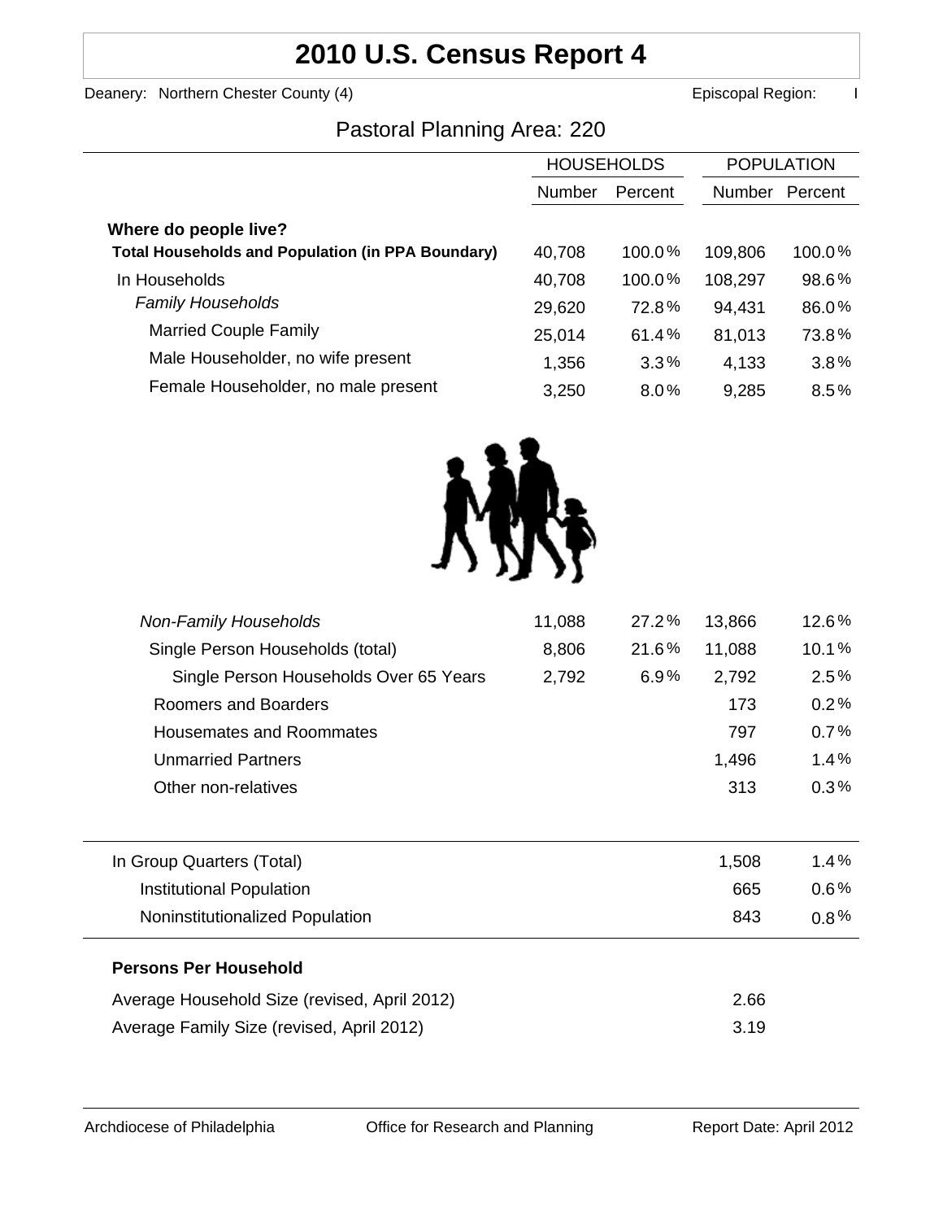# 2010 U.S. Census Report 4

Deanery: Northern Chester County (4) Episcopal Region: I

## Pastoral Planning Area: 220

| | HOUSEHOLDS | | POPULATION | |
|---|---|---|---|---|
| | Number | Percent | Number | Percent |
| **Where do people live?** | | | | |
| **Total Households and Population (in PPA Boundary)** | 40,708 | 100.0% | 109,806 | 100.0% |
| In Households | 40,708 | 100.0% | 108,297 | 98.6% |
| *Family Households* | 29,620 | 72.8% | 94,431 | 86.0% |
| Married Couple Family | 25,014 | 61.4% | 81,013 | 73.8% |
| Male Householder, no wife present | 1,356 | 3.3% | 4,133 | 3.8% |
| Female Householder, no male present | 3,250 | 8.0% | 9,285 | 8.5% |
| *Non-Family Households* | 11,088 | 27.2% | 13,866 | 12.6% |
| Single Person Households (total) | 8,806 | 21.6% | 11,088 | 10.1% |
| Single Person Households Over 65 Years | 2,792 | 6.9% | 2,792 | 2.5% |
| Roomers and Boarders | | | 173 | 0.2% |
| Housemates and Roommates | | | 797 | 0.7% |
| Unmarried Partners | | | 1,496 | 1.4% |
| Other non-relatives | | | 313 | 0.3% |

| | Number | Percent |
|---|---|---|
| In Group Quarters (Total) | 1,508 | 1.4% |
| Institutional Population | 665 | 0.6% |
| Noninstitutionalized Population | 843 | 0.8% |

**Persons Per Household**

| | |
|---|---|
| Average Household Size (revised, April 2012) | 2.66 |
| Average Family Size (revised, April 2012) | 3.19 |

Archdiocese of Philadelphia Office for Research and Planning Report Date: April 2012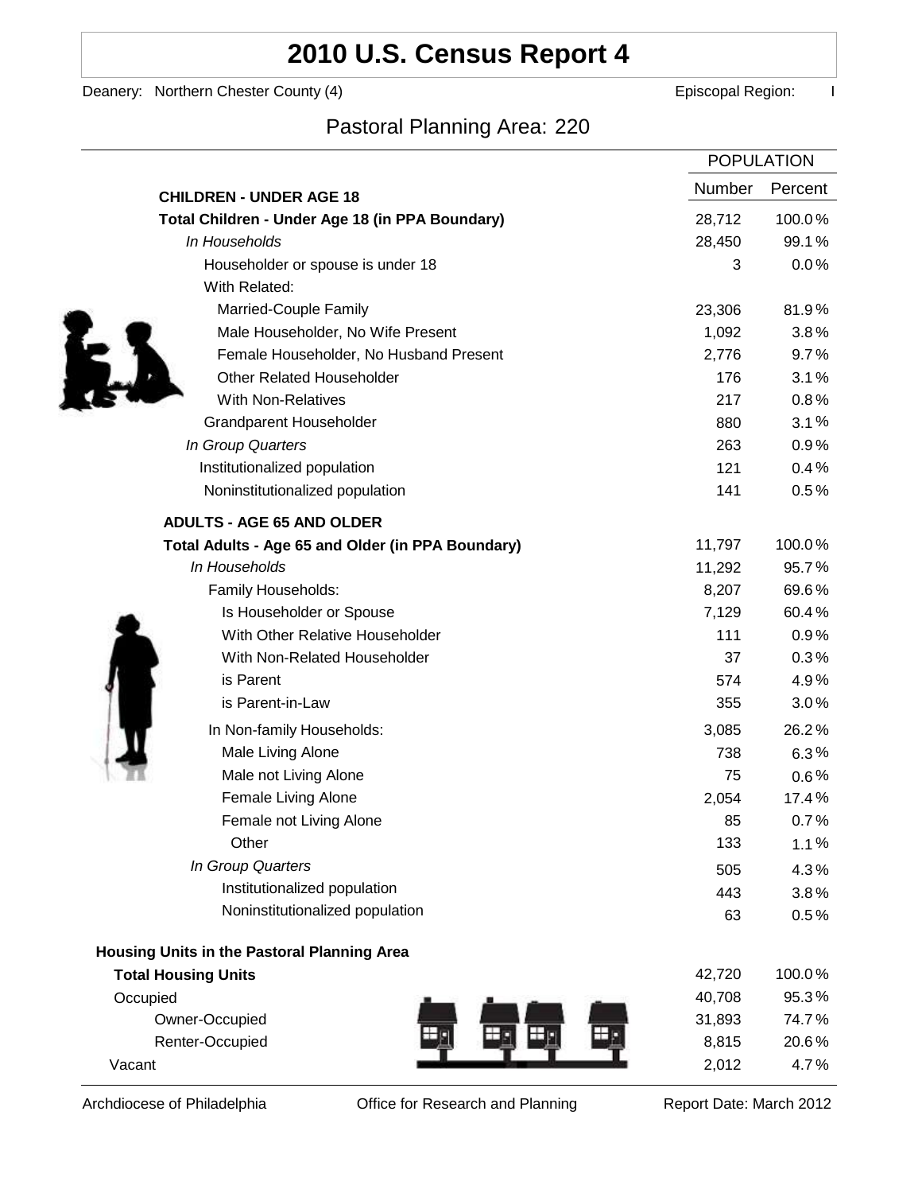# 2010 U.S. Census Report 4

Deanery: Northern Chester County (4) Episcopal Region: I

## Pastoral Planning Area: 220

| | POPULATION | |
|---|---|---|
| | Number | Percent |
| **CHILDREN - UNDER AGE 18** | | |
| **Total Children - Under Age 18 (in PPA Boundary)** | 28,712 | 100.0% |
| *In Households* | 28,450 | 99.1% |
| Householder or spouse is under 18 | 3 | 0.0% |
| With Related: | | |
| Married-Couple Family | 23,306 | 81.9% |
| Male Householder, No Wife Present | 1,092 | 3.8% |
| Female Householder, No Husband Present | 2,776 | 9.7% |
| Other Related Householder | 176 | 3.1% |
| With Non-Relatives | 217 | 0.8% |
| Grandparent Householder | 880 | 3.1% |
| *In Group Quarters* | 263 | 0.9% |
| Institutionalized population | 121 | 0.4% |
| Noninstitutionalized population | 141 | 0.5% |
| **ADULTS - AGE 65 AND OLDER** | | |
| **Total Adults - Age 65 and Older (in PPA Boundary)** | 11,797 | 100.0% |
| *In Households* | 11,292 | 95.7% |
| Family Households: | 8,207 | 69.6% |
| Is Householder or Spouse | 7,129 | 60.4% |
| With Other Relative Householder | 111 | 0.9% |
| With Non-Related Householder | 37 | 0.3% |
| is Parent | 574 | 4.9% |
| is Parent-in-Law | 355 | 3.0% |
| In Non-family Households: | 3,085 | 26.2% |
| Male Living Alone | 738 | 6.3% |
| Male not Living Alone | 75 | 0.6% |
| Female Living Alone | 2,054 | 17.4% |
| Female not Living Alone | 85 | 0.7% |
| Other | 133 | 1.1% |
| *In Group Quarters* | 505 | 4.3% |
| Institutionalized population | 443 | 3.8% |
| Noninstitutionalized population | 63 | 0.5% |
| **Housing Units in the Pastoral Planning Area** | | |
| **Total Housing Units** | 42,720 | 100.0% |
| Occupied | 40,708 | 95.3% |
| Owner-Occupied | 31,893 | 74.7% |
| Renter-Occupied | 8,815 | 20.6% |
| Vacant | 2,012 | 4.7% |

Archdiocese of Philadelphia Office for Research and Planning Report Date: March 2012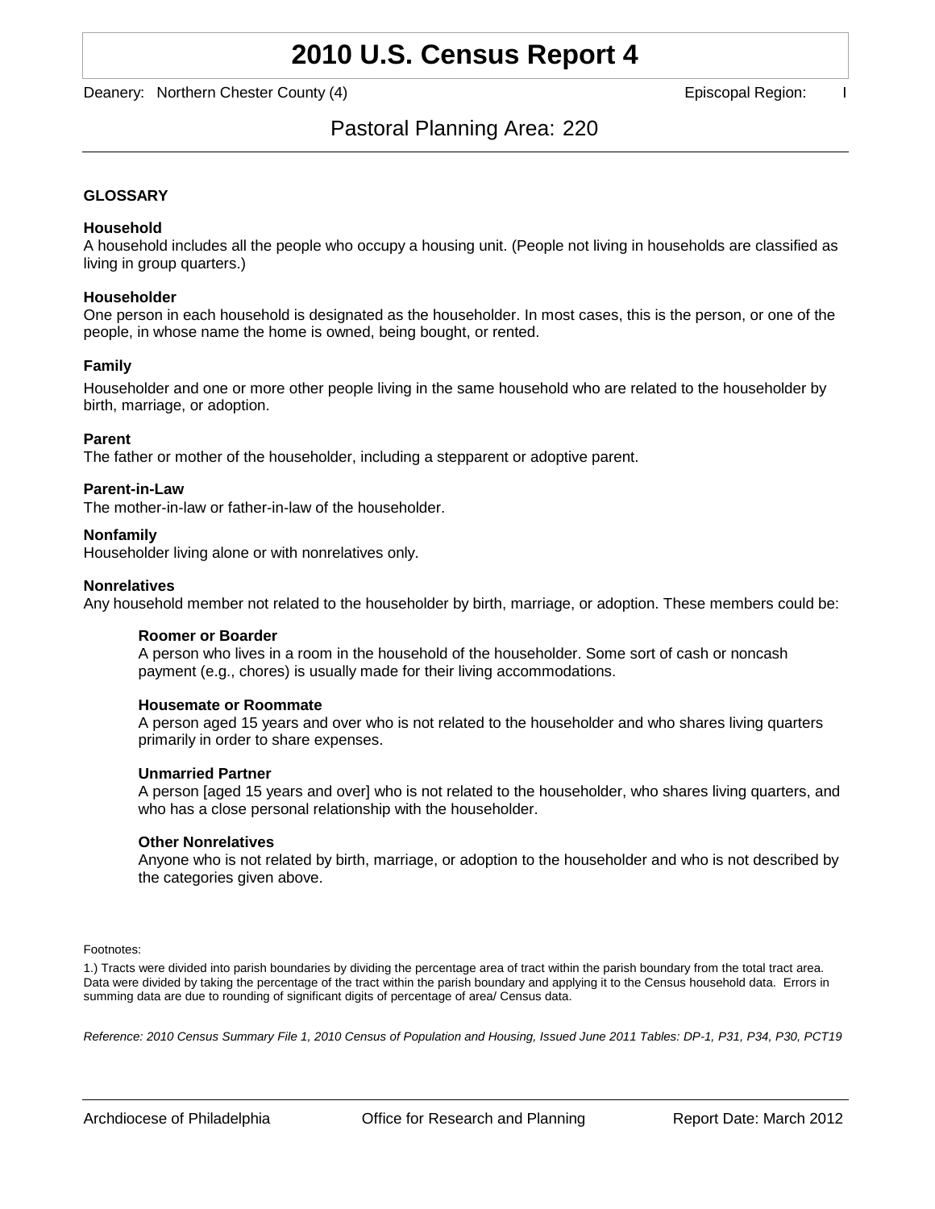# 2010 U.S. Census Report 4

Deanery: Northern Chester County (4) Episcopal Region: I

## Pastoral Planning Area: 220

**GLOSSARY**

**Household**
A household includes all the people who occupy a housing unit. (People not living in households are classified as living in group quarters.)

**Householder**
One person in each household is designated as the householder. In most cases, this is the person, or one of the people, in whose name the home is owned, being bought, or rented.

**Family**
Householder and one or more other people living in the same household who are related to the householder by birth, marriage, or adoption.

**Parent**
The father or mother of the householder, including a stepparent or adoptive parent.

**Parent-in-Law**
The mother-in-law or father-in-law of the householder.

**Nonfamily**
Householder living alone or with nonrelatives only.

**Nonrelatives**
Any household member not related to the householder by birth, marriage, or adoption. These members could be:

> **Roomer or Boarder**
> A person who lives in a room in the household of the householder. Some sort of cash or noncash payment (e.g., chores) is usually made for their living accommodations.
>
> **Housemate or Roommate**
> A person aged 15 years and over who is not related to the householder and who shares living quarters primarily in order to share expenses.
>
> **Unmarried Partner**
> A person [aged 15 years and over] who is not related to the householder, who shares living quarters, and who has a close personal relationship with the householder.
>
> **Other Nonrelatives**
> Anyone who is not related by birth, marriage, or adoption to the householder and who is not described by the categories given above.

Footnotes:

1.) Tracts were divided into parish boundaries by dividing the percentage area of tract within the parish boundary from the total tract area. Data were divided by taking the percentage of the tract within the parish boundary and applying it to the Census household data. Errors in summing data are due to rounding of significant digits of percentage of area/ Census data.

*Reference: 2010 Census Summary File 1, 2010 Census of Population and Housing, Issued June 2011 Tables: DP-1, P31, P34, P30, PCT19*

Archdiocese of Philadelphia Office for Research and Planning Report Date: March 2012